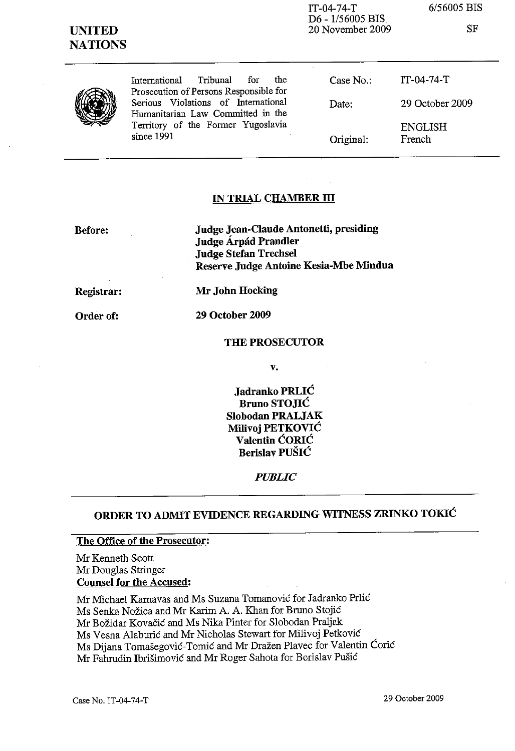IT-04-74-T
D6 - 1/56005 BIS
20 November 2009

6/56005 BIS

SF

**UNITED NATIONS**

International Tribunal for the Prosecution of Persons Responsible for Serious Violations of International Humanitarian Law Committed in the Territory of the Former Yugoslavia since 1991

| | |
|---|---|
| Case No.: | IT-04-74-T |
| Date: | 29 October 2009 |
| Original: | ENGLISH French |

**IN TRIAL CHAMBER III**

| | |
|---|---|
| **Before:** | **Judge Jean-Claude Antonetti, presiding** |
| | **Judge Árpád Prandler** |
| | **Judge Stefan Trechsel** |
| | **Reserve Judge Antoine Kesia-Mbe Mindua** |
| **Registrar:** | **Mr John Hocking** |
| **Order of:** | **29 October 2009** |

**THE PROSECUTOR**

**v.**

**Jadranko PRLIĆ**
**Bruno STOJIĆ**
**Slobodan PRALJAK**
**Milivoj PETKOVIĆ**
**Valentin ĆORIĆ**
**Berislav PUŠIĆ**

***PUBLIC***

## ORDER TO ADMIT EVIDENCE REGARDING WITNESS ZRINKO TOKIĆ

**The Office of the Prosecutor:**

Mr Kenneth Scott
Mr Douglas Stringer

**Counsel for the Accused:**

Mr Michael Karnavas and Ms Suzana Tomanović for Jadranko Prlić
Ms Senka Nožica and Mr Karim A. A. Khan for Bruno Stojić
Mr Božidar Kovačić and Ms Nika Pinter for Slobodan Praljak
Ms Vesna Alaburić and Mr Nicholas Stewart for Milivoj Petković
Ms Dijana Tomašegović-Tomić and Mr Dražen Plavec for Valentin Ćorić
Mr Fahrudin Ibrišimović and Mr Roger Sahota for Berislav Pušić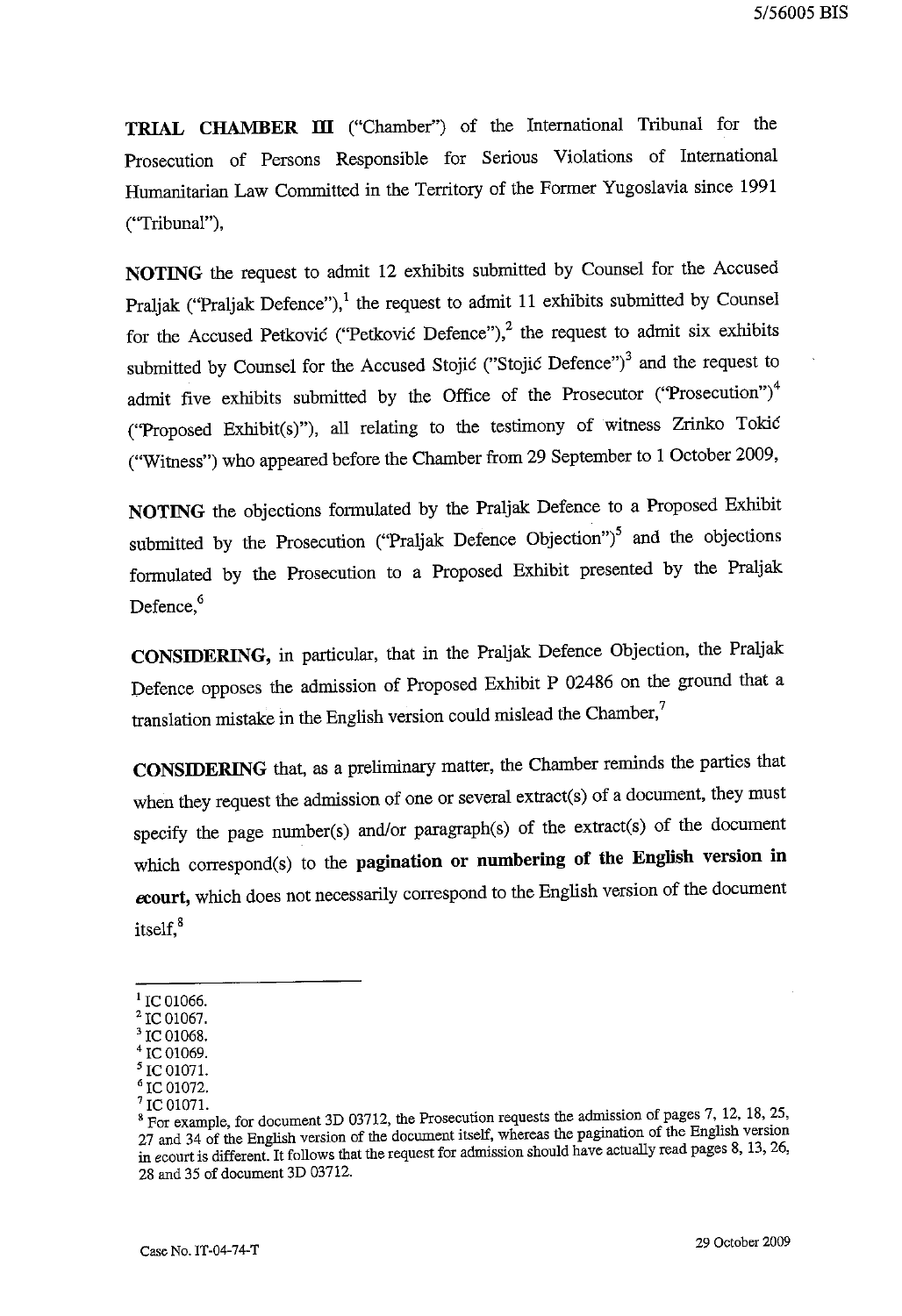**TRIAL CHAMBER III** ("Chamber") of the International Tribunal for the Prosecution of Persons Responsible for Serious Violations of International Humanitarian Law Committed in the Territory of the Former Yugoslavia since 1991 ("Tribunal"),

**NOTING** the request to admit 12 exhibits submitted by Counsel for the Accused Praljak ("Praljak Defence"),[1] the request to admit 11 exhibits submitted by Counsel for the Accused Petković ("Petković Defence"),[2] the request to admit six exhibits submitted by Counsel for the Accused Stojić ("Stojić Defence")[3] and the request to admit five exhibits submitted by the Office of the Prosecutor ("Prosecution")[4] ("Proposed Exhibit(s)"), all relating to the testimony of witness Zrinko Tokić ("Witness") who appeared before the Chamber from 29 September to 1 October 2009,

**NOTING** the objections formulated by the Praljak Defence to a Proposed Exhibit submitted by the Prosecution ("Praljak Defence Objection")[5] and the objections formulated by the Prosecution to a Proposed Exhibit presented by the Praljak Defence,[6]

**CONSIDERING,** in particular, that in the Praljak Defence Objection, the Praljak Defence opposes the admission of Proposed Exhibit P 02486 on the ground that a translation mistake in the English version could mislead the Chamber,[7]

**CONSIDERING** that, as a preliminary matter, the Chamber reminds the parties that when they request the admission of one or several extract(s) of a document, they must specify the page number(s) and/or paragraph(s) of the extract(s) of the document which correspond(s) to the **pagination or numbering of the English version in ecourt,** which does not necessarily correspond to the English version of the document itself,[8]

---

[1] IC 01066.
[2] IC 01067.
[3] IC 01068.
[4] IC 01069.
[5] IC 01071.
[6] IC 01072.
[7] IC 01071.
[8] For example, for document 3D 03712, the Prosecution requests the admission of pages 7, 12, 18, 25, 27 and 34 of the English version of the document itself, whereas the pagination of the English version in ecourt is different. It follows that the request for admission should have actually read pages 8, 13, 26, 28 and 35 of document 3D 03712.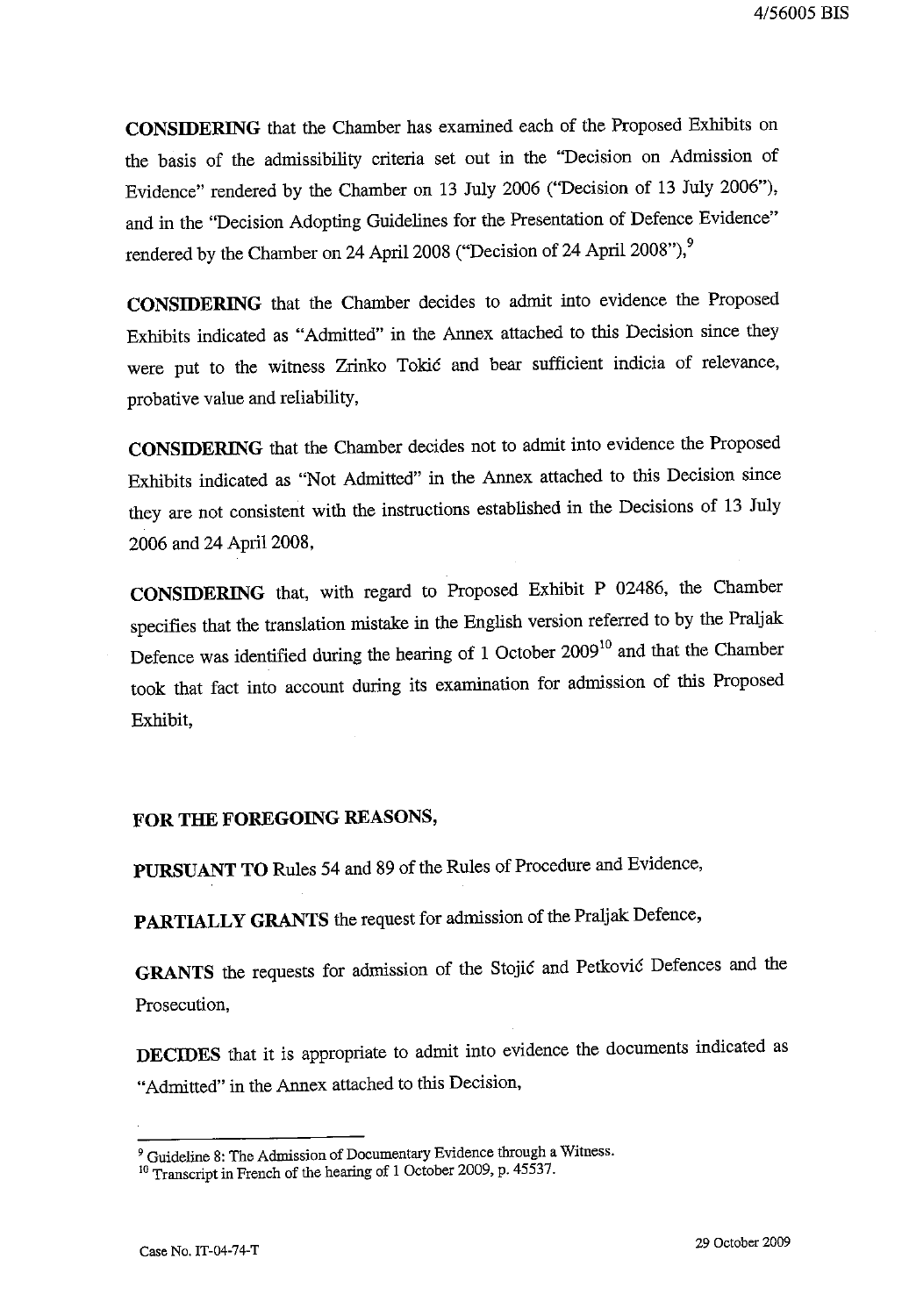**CONSIDERING** that the Chamber has examined each of the Proposed Exhibits on the basis of the admissibility criteria set out in the "Decision on Admission of Evidence" rendered by the Chamber on 13 July 2006 ("Decision of 13 July 2006"), and in the "Decision Adopting Guidelines for the Presentation of Defence Evidence" rendered by the Chamber on 24 April 2008 ("Decision of 24 April 2008"),[9]

**CONSIDERING** that the Chamber decides to admit into evidence the Proposed Exhibits indicated as "Admitted" in the Annex attached to this Decision since they were put to the witness Zrinko Tokić and bear sufficient indicia of relevance, probative value and reliability,

**CONSIDERING** that the Chamber decides not to admit into evidence the Proposed Exhibits indicated as "Not Admitted" in the Annex attached to this Decision since they are not consistent with the instructions established in the Decisions of 13 July 2006 and 24 April 2008,

**CONSIDERING** that, with regard to Proposed Exhibit P 02486, the Chamber specifies that the translation mistake in the English version referred to by the Praljak Defence was identified during the hearing of 1 October 2009[10] and that the Chamber took that fact into account during its examination for admission of this Proposed Exhibit,

**FOR THE FOREGOING REASONS,**

**PURSUANT TO** Rules 54 and 89 of the Rules of Procedure and Evidence,

**PARTIALLY GRANTS** the request for admission of the Praljak Defence,

**GRANTS** the requests for admission of the Stojić and Petković Defences and the Prosecution,

**DECIDES** that it is appropriate to admit into evidence the documents indicated as "Admitted" in the Annex attached to this Decision,

---

[9] Guideline 8: The Admission of Documentary Evidence through a Witness.

[10] Transcript in French of the hearing of 1 October 2009, p. 45537.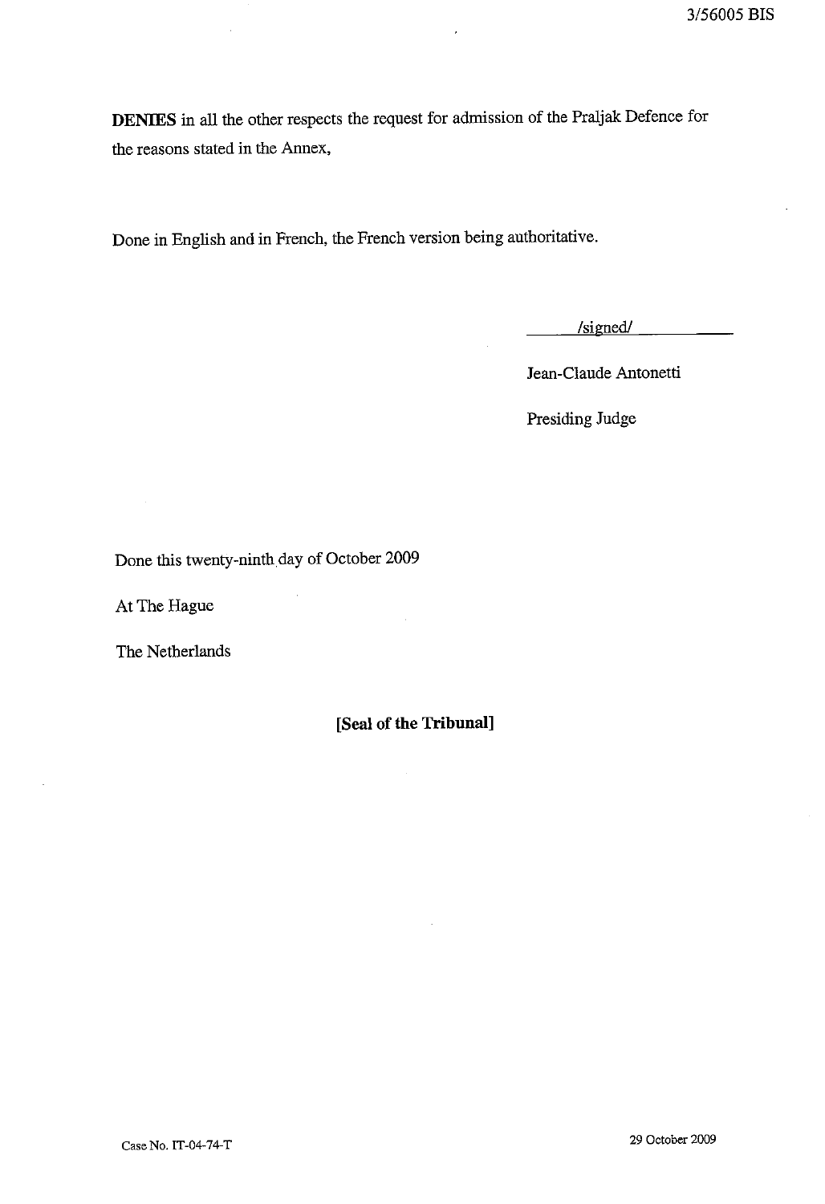**DENIES** in all the other respects the request for admission of the Praljak Defence for the reasons stated in the Annex,

Done in English and in French, the French version being authoritative.

/signed/

Jean-Claude Antonetti

Presiding Judge

Done this twenty-ninth day of October 2009

At The Hague

The Netherlands

**[Seal of the Tribunal]**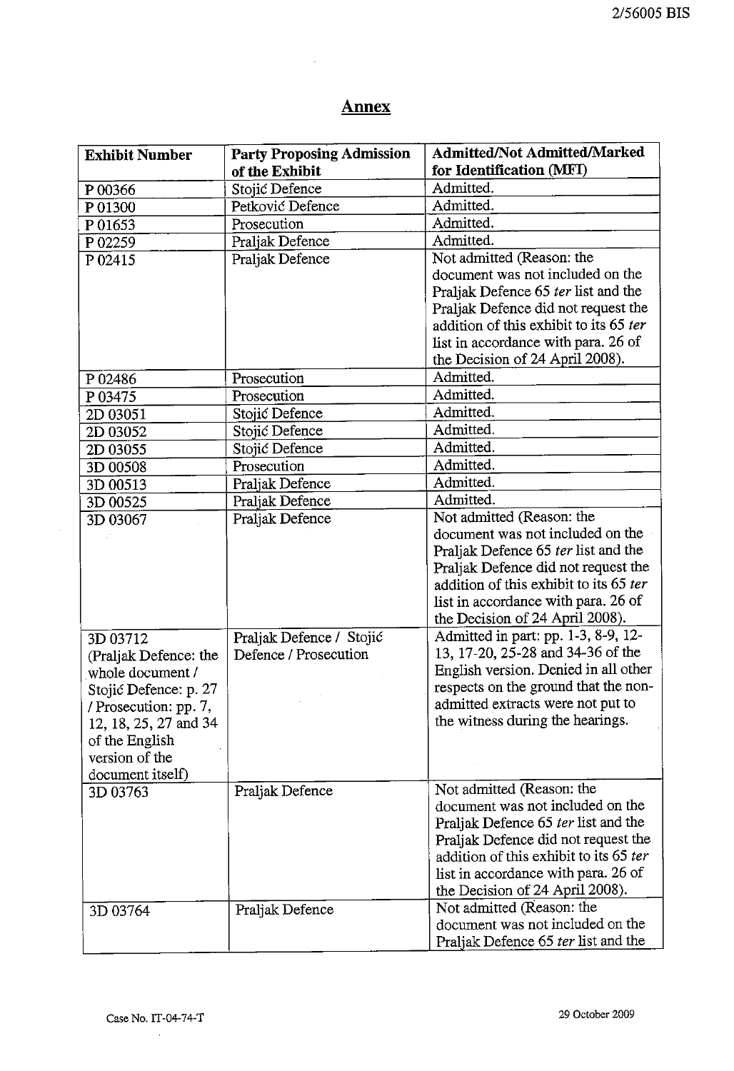## Annex

| Exhibit Number | Party Proposing Admission of the Exhibit | Admitted/Not Admitted/Marked for Identification (MFI) |
|---|---|---|
| P 00366 | Stojić Defence | Admitted. |
| P 01300 | Petković Defence | Admitted. |
| P 01653 | Prosecution | Admitted. |
| P 02259 | Praljak Defence | Admitted. |
| P 02415 | Praljak Defence | Not admitted (Reason: the document was not included on the Praljak Defence 65 *ter* list and the Praljak Defence did not request the addition of this exhibit to its 65 *ter* list in accordance with para. 26 of the Decision of 24 April 2008). |
| P 02486 | Prosecution | Admitted. |
| P 03475 | Prosecution | Admitted. |
| 2D 03051 | Stojić Defence | Admitted. |
| 2D 03052 | Stojić Defence | Admitted. |
| 2D 03055 | Stojić Defence | Admitted. |
| 3D 00508 | Prosecution | Admitted. |
| 3D 00513 | Praljak Defence | Admitted. |
| 3D 00525 | Praljak Defence | Admitted. |
| 3D 03067 | Praljak Defence | Not admitted (Reason: the document was not included on the Praljak Defence 65 *ter* list and the Praljak Defence did not request the addition of this exhibit to its 65 *ter* list in accordance with para. 26 of the Decision of 24 April 2008). |
| 3D 03712 (Praljak Defence: the whole document / Stojić Defence: p. 27 / Prosecution: pp. 7, 12, 18, 25, 27 and 34 of the English version of the document itself) | Praljak Defence / Stojić Defence / Prosecution | Admitted in part: pp. 1-3, 8-9, 12-13, 17-20, 25-28 and 34-36 of the English version. Denied in all other respects on the ground that the non-admitted extracts were not put to the witness during the hearings. |
| 3D 03763 | Praljak Defence | Not admitted (Reason: the document was not included on the Praljak Defence 65 *ter* list and the Praljak Defence did not request the addition of this exhibit to its 65 *ter* list in accordance with para. 26 of the Decision of 24 April 2008). |
| 3D 03764 | Praljak Defence | Not admitted (Reason: the document was not included on the Praljak Defence 65 *ter* list and the |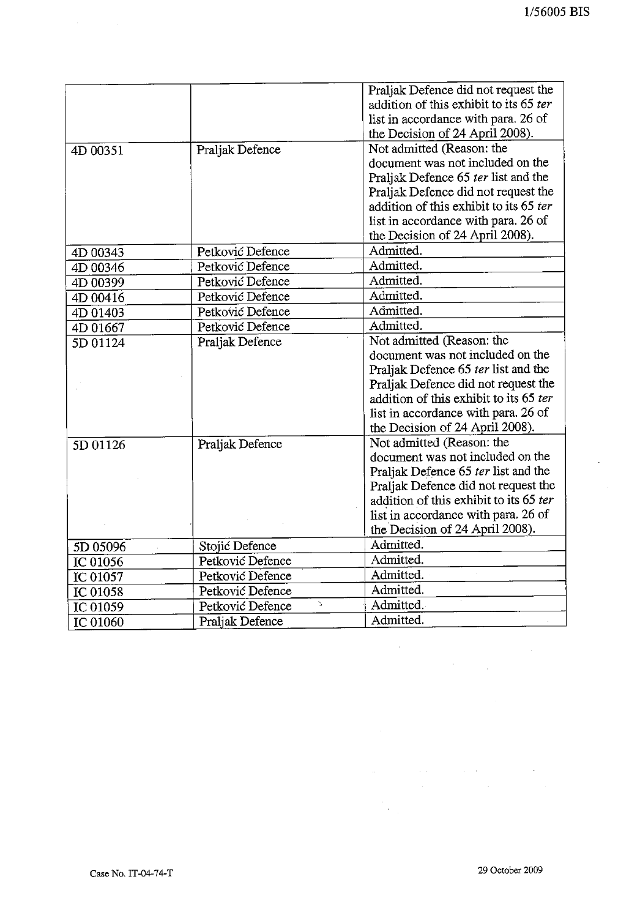| | | |
|---|---|---|
| | | Praljak Defence did not request the addition of this exhibit to its 65 *ter* list in accordance with para. 26 of the Decision of 24 April 2008). |
| 4D 00351 | Praljak Defence | Not admitted (Reason: the document was not included on the Praljak Defence 65 *ter* list and the Praljak Defence did not request the addition of this exhibit to its 65 *ter* list in accordance with para. 26 of the Decision of 24 April 2008). |
| 4D 00343 | Petković Defence | Admitted. |
| 4D 00346 | Petković Defence | Admitted. |
| 4D 00399 | Petković Defence | Admitted. |
| 4D 00416 | Petković Defence | Admitted. |
| 4D 01403 | Petković Defence | Admitted. |
| 4D 01667 | Petković Defence | Admitted. |
| 5D 01124 | Praljak Defence | Not admitted (Reason: the document was not included on the Praljak Defence 65 *ter* list and the Praljak Defence did not request the addition of this exhibit to its 65 *ter* list in accordance with para. 26 of the Decision of 24 April 2008). |
| 5D 01126 | Praljak Defence | Not admitted (Reason: the document was not included on the Praljak Defence 65 *ter* list and the Praljak Defence did not request the addition of this exhibit to its 65 *ter* list in accordance with para. 26 of the Decision of 24 April 2008). |
| 5D 05096 | Stojić Defence | Admitted. |
| IC 01056 | Petković Defence | Admitted. |
| IC 01057 | Petković Defence | Admitted. |
| IC 01058 | Petković Defence | Admitted. |
| IC 01059 | Petković Defence | Admitted. |
| IC 01060 | Praljak Defence | Admitted. |